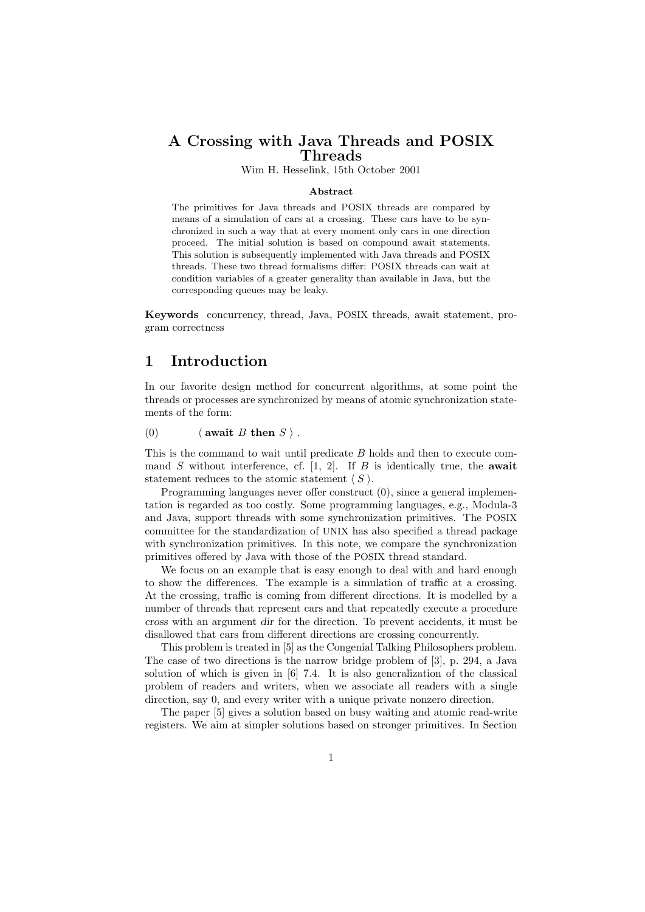# A Crossing with Java Threads and POSIX Threads

Wim H. Hesselink, 15th October 2001

### Abstract

The primitives for Java threads and POSIX threads are compared by means of a simulation of cars at a crossing. These cars have to be synchronized in such a way that at every moment only cars in one direction proceed. The initial solution is based on compound await statements. This solution is subsequently implemented with Java threads and POSIX threads. These two thread formalisms differ: POSIX threads can wait at condition variables of a greater generality than available in Java, but the corresponding queues may be leaky.

**Keywords** concurrency, thread, Java, POSIX threads, await statement, program correctness

## 1 Introduction

In our favorite design method for concurrent algorithms, at some point the threads or processes are synchronized by means of atomic synchronization statements of the form:

(0) $\langle$ **await** $B$ **then** $S$ $\rangle$ .

This is the command to wait until predicate $B$ holds and then to execute command $S$ without interference, cf. [1, 2]. If $B$ is identically true, the **await** statement reduces to the atomic statement $\langle S \rangle$.

Programming languages never offer construct (0), since a general implementation is regarded as too costly. Some programming languages, e.g., Modula-3 and Java, support threads with some synchronization primitives. The POSIX committee for the standardization of UNIX has also specified a thread package with synchronization primitives. In this note, we compare the synchronization primitives offered by Java with those of the POSIX thread standard.

We focus on an example that is easy enough to deal with and hard enough to show the differences. The example is a simulation of traffic at a crossing. At the crossing, traffic is coming from different directions. It is modelled by a number of threads that represent cars and that repeatedly execute a procedure *cross* with an argument *dir* for the direction. To prevent accidents, it must be disallowed that cars from different directions are crossing concurrently.

This problem is treated in [5] as the Congenial Talking Philosophers problem. The case of two directions is the narrow bridge problem of [3], p. 294, a Java solution of which is given in [6] 7.4. It is also generalization of the classical problem of readers and writers, when we associate all readers with a single direction, say 0, and every writer with a unique private nonzero direction.

The paper [5] gives a solution based on busy waiting and atomic read-write registers. We aim at simpler solutions based on stronger primitives. In Section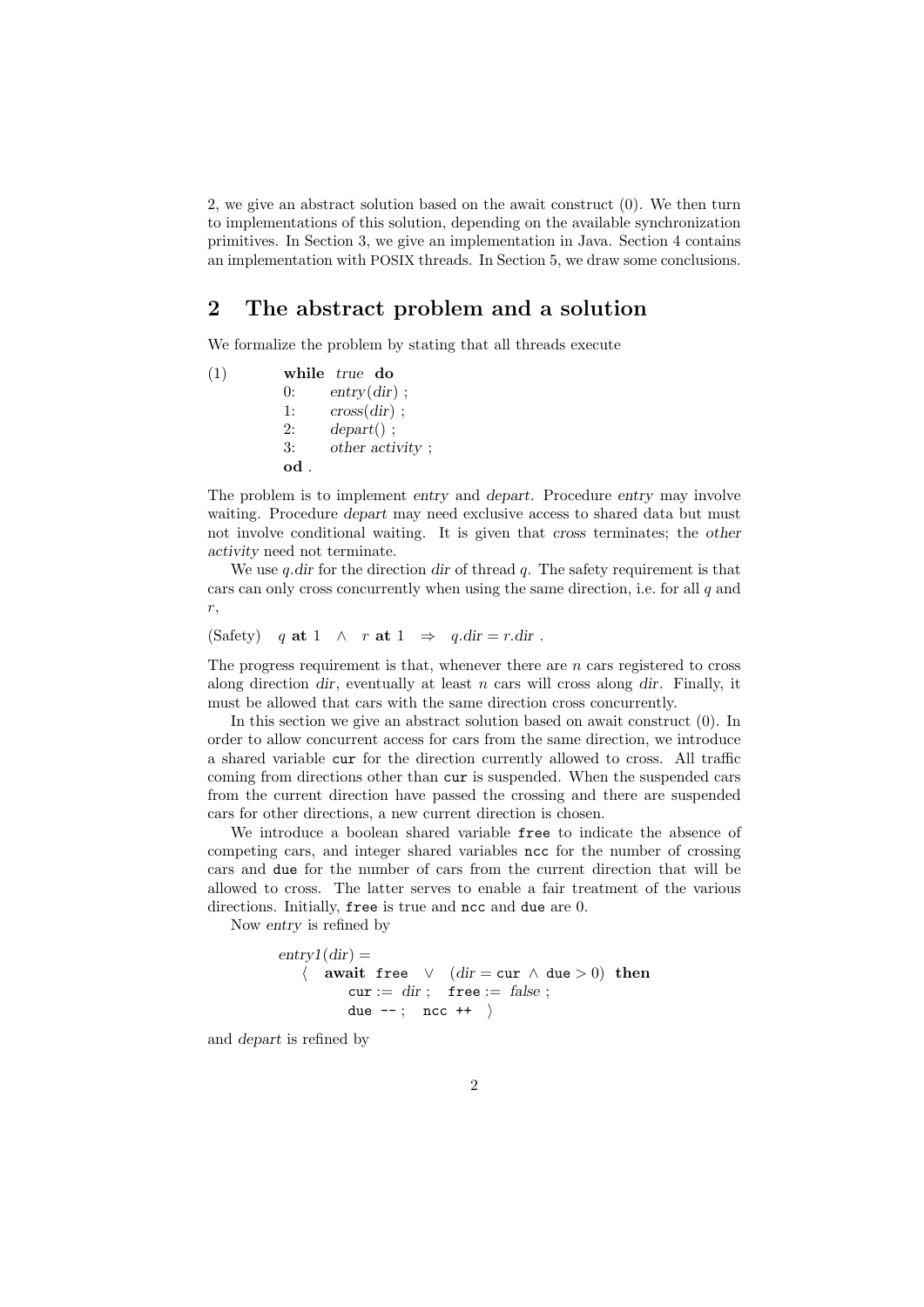2, we give an abstract solution based on the await construct (0). We then turn to implementations of this solution, depending on the available synchronization primitives. In Section 3, we give an implementation in Java. Section 4 contains an implementation with POSIX threads. In Section 5, we draw some conclusions.

## 2 The abstract problem and a solution

We formalize the problem by stating that all threads execute

```
(1)      while true do
           0:    entry(dir) ;
           1:    cross(dir) ;
           2:    depart() ;
           3:    other activity ;
         od .
```

The problem is to implement *entry* and *depart*. Procedure *entry* may involve waiting. Procedure *depart* may need exclusive access to shared data but must not involve conditional waiting. It is given that *cross* terminates; the *other activity* need not terminate.

We use $q.dir$ for the direction $dir$ of thread $q$. The safety requirement is that cars can only cross concurrently when using the same direction, i.e. for all $q$ and $r$,

(Safety) $\quad q \textbf{ at } 1 \;\; \wedge \;\; r \textbf{ at } 1 \;\; \Rightarrow \;\; q.dir = r.dir$ .

The progress requirement is that, whenever there are $n$ cars registered to cross along direction $dir$, eventually at least $n$ cars will cross along $dir$. Finally, it must be allowed that cars with the same direction cross concurrently.

In this section we give an abstract solution based on await construct (0). In order to allow concurrent access for cars from the same direction, we introduce a shared variable `cur` for the direction currently allowed to cross. All traffic coming from directions other than `cur` is suspended. When the suspended cars from the current direction have passed the crossing and there are suspended cars for other directions, a new current direction is chosen.

We introduce a boolean shared variable `free` to indicate the absence of competing cars, and integer shared variables `ncc` for the number of crossing cars and `due` for the number of cars from the current direction that will be allowed to cross. The latter serves to enable a fair treatment of the various directions. Initially, `free` is true and `ncc` and `due` are 0.

Now *entry* is refined by

```
entry1(dir) =
   ⟨  await free  ∨  (dir = cur ∧ due > 0)  then
         cur := dir ;   free := false ;
         due -- ;   ncc ++  ⟩
```

and *depart* is refined by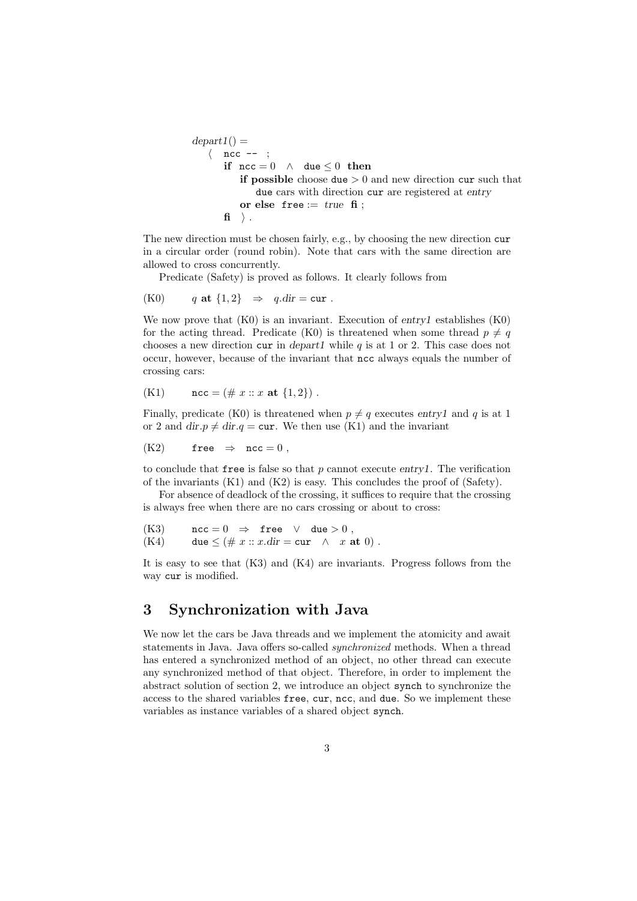```
depart1() =
   ⟨  ncc -- ;
      if ncc = 0  ∧  due ≤ 0  then
         if possible choose due > 0 and new direction cur such that
            due cars with direction cur are registered at entry
         or else free := true fi ;
      fi  ⟩ .
```

The new direction must be chosen fairly, e.g., by choosing the new direction `cur` in a circular order (round robin). Note that cars with the same direction are allowed to cross concurrently.

Predicate (Safety) is proved as follows. It clearly follows from

(K0) $\quad q$ **at** $\{1,2\} \;\Rightarrow\; q.dir = \mathtt{cur}$ .

We now prove that (K0) is an invariant. Execution of *entry1* establishes (K0) for the acting thread. Predicate (K0) is threatened when some thread $p \neq q$ chooses a new direction `cur` in *depart1* while $q$ is at 1 or 2. This case does not occur, however, because of the invariant that `ncc` always equals the number of crossing cars:

(K1) $\quad \mathtt{ncc} = (\#\, x :: x$ **at** $\{1,2\})$ .

Finally, predicate (K0) is threatened when $p \neq q$ executes *entry1* and $q$ is at 1 or 2 and $dir.p \neq dir.q = \mathtt{cur}$. We then use (K1) and the invariant

(K2) $\quad \mathtt{free} \;\Rightarrow\; \mathtt{ncc} = 0$ ,

to conclude that `free` is false so that $p$ cannot execute *entry1*. The verification of the invariants (K1) and (K2) is easy. This concludes the proof of (Safety).

For absence of deadlock of the crossing, it suffices to require that the crossing is always free when there are no cars crossing or about to cross:

(K3) $\quad \mathtt{ncc} = 0 \;\Rightarrow\; \mathtt{free} \;\vee\; \mathtt{due} > 0$ ,
(K4) $\quad \mathtt{due} \leq (\#\, x :: x.dir = \mathtt{cur} \;\wedge\; x$ **at** $0)$ .

It is easy to see that (K3) and (K4) are invariants. Progress follows from the way `cur` is modified.

## 3 Synchronization with Java

We now let the cars be Java threads and we implement the atomicity and await statements in Java. Java offers so-called *synchronized* methods. When a thread has entered a synchronized method of an object, no other thread can execute any synchronized method of that object. Therefore, in order to implement the abstract solution of section 2, we introduce an object `synch` to synchronize the access to the shared variables `free`, `cur`, `ncc`, and `due`. So we implement these variables as instance variables of a shared object `synch`.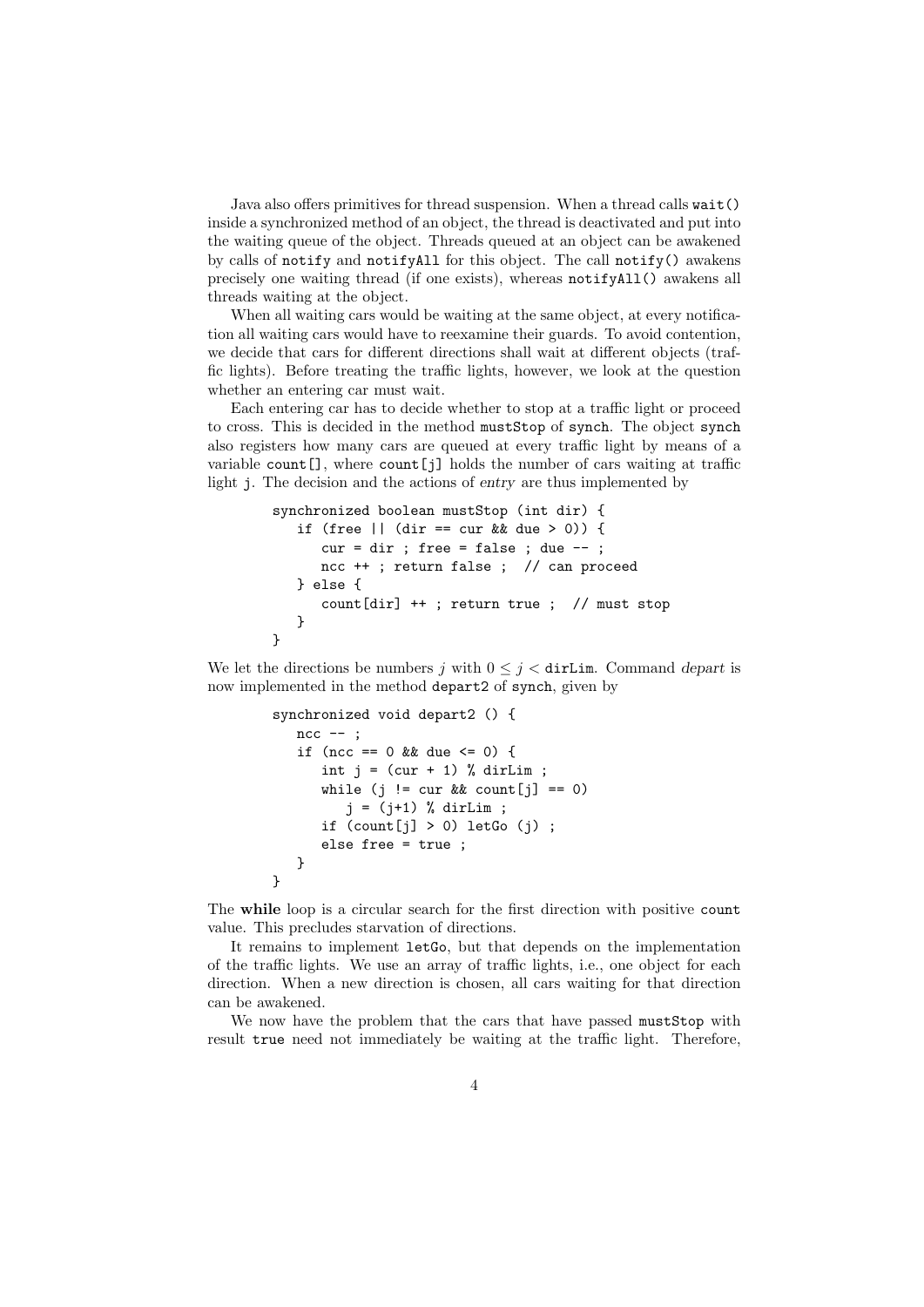Java also offers primitives for thread suspension. When a thread calls `wait()` inside a synchronized method of an object, the thread is deactivated and put into the waiting queue of the object. Threads queued at an object can be awakened by calls of `notify` and `notifyAll` for this object. The call `notify()` awakens precisely one waiting thread (if one exists), whereas `notifyAll()` awakens all threads waiting at the object.

When all waiting cars would be waiting at the same object, at every notification all waiting cars would have to reexamine their guards. To avoid contention, we decide that cars for different directions shall wait at different objects (traffic lights). Before treating the traffic lights, however, we look at the question whether an entering car must wait.

Each entering car has to decide whether to stop at a traffic light or proceed to cross. This is decided in the method `mustStop` of `synch`. The object `synch` also registers how many cars are queued at every traffic light by means of a variable `count[]`, where `count[j]` holds the number of cars waiting at traffic light `j`. The decision and the actions of *entry* are thus implemented by

```
synchronized boolean mustStop (int dir) {
   if (free || (dir == cur && due > 0)) {
      cur = dir ; free = false ; due -- ;
      ncc ++ ; return false ;  // can proceed
   } else {
      count[dir] ++ ; return true ;  // must stop
   }
}
```

We let the directions be numbers $j$ with $0 \leq j <$ `dirLim`. Command *depart* is now implemented in the method `depart2` of `synch`, given by

```
synchronized void depart2 () {
   ncc -- ;
   if (ncc == 0 && due <= 0) {
      int j = (cur + 1) % dirLim ;
      while (j != cur && count[j] == 0)
         j = (j+1) % dirLim ;
      if (count[j] > 0) letGo (j) ;
      else free = true ;
   }
}
```

The **while** loop is a circular search for the first direction with positive `count` value. This precludes starvation of directions.

It remains to implement `letGo`, but that depends on the implementation of the traffic lights. We use an array of traffic lights, i.e., one object for each direction. When a new direction is chosen, all cars waiting for that direction can be awakened.

We now have the problem that the cars that have passed `mustStop` with result `true` need not immediately be waiting at the traffic light. Therefore,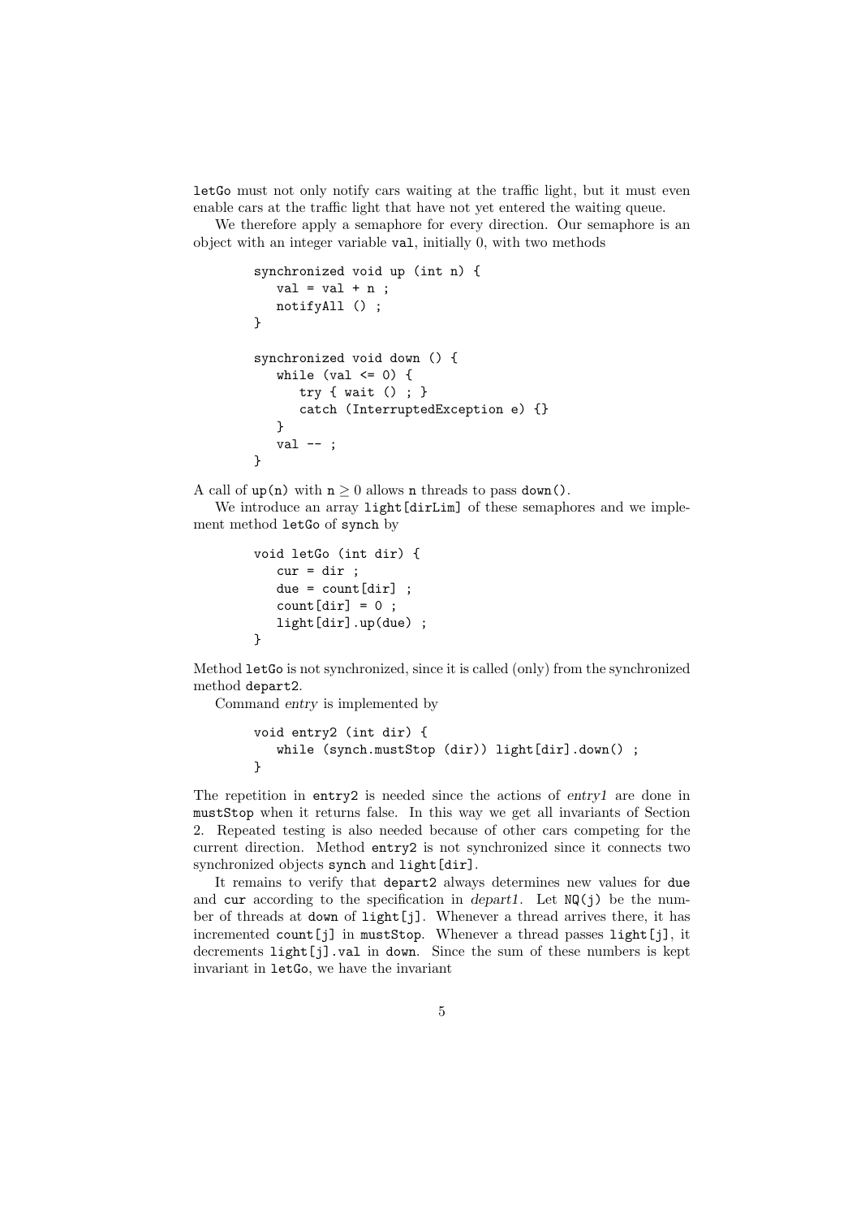`letGo` must not only notify cars waiting at the traffic light, but it must even enable cars at the traffic light that have not yet entered the waiting queue.

We therefore apply a semaphore for every direction. Our semaphore is an object with an integer variable `val`, initially 0, with two methods

```
synchronized void up (int n) {
   val = val + n ;
   notifyAll () ;
}

synchronized void down () {
   while (val <= 0) {
      try { wait () ; }
      catch (InterruptedException e) {}
   }
   val -- ;
}
```

A call of `up(n)` with $n \geq 0$ allows `n` threads to pass `down()`.

We introduce an array `light[dirLim]` of these semaphores and we implement method `letGo` of `synch` by

```
void letGo (int dir) {
   cur = dir ;
   due = count[dir] ;
   count[dir] = 0 ;
   light[dir].up(due) ;
}
```

Method `letGo` is not synchronized, since it is called (only) from the synchronized method `depart2`.

Command *entry* is implemented by

```
void entry2 (int dir) {
   while (synch.mustStop (dir)) light[dir].down() ;
}
```

The repetition in `entry2` is needed since the actions of *entry1* are done in `mustStop` when it returns false. In this way we get all invariants of Section 2. Repeated testing is also needed because of other cars competing for the current direction. Method `entry2` is not synchronized since it connects two synchronized objects `synch` and `light[dir]`.

It remains to verify that `depart2` always determines new values for `due` and `cur` according to the specification in *depart1*. Let `NQ(j)` be the number of threads at `down` of `light[j]`. Whenever a thread arrives there, it has incremented `count[j]` in `mustStop`. Whenever a thread passes `light[j]`, it decrements `light[j].val` in `down`. Since the sum of these numbers is kept invariant in `letGo`, we have the invariant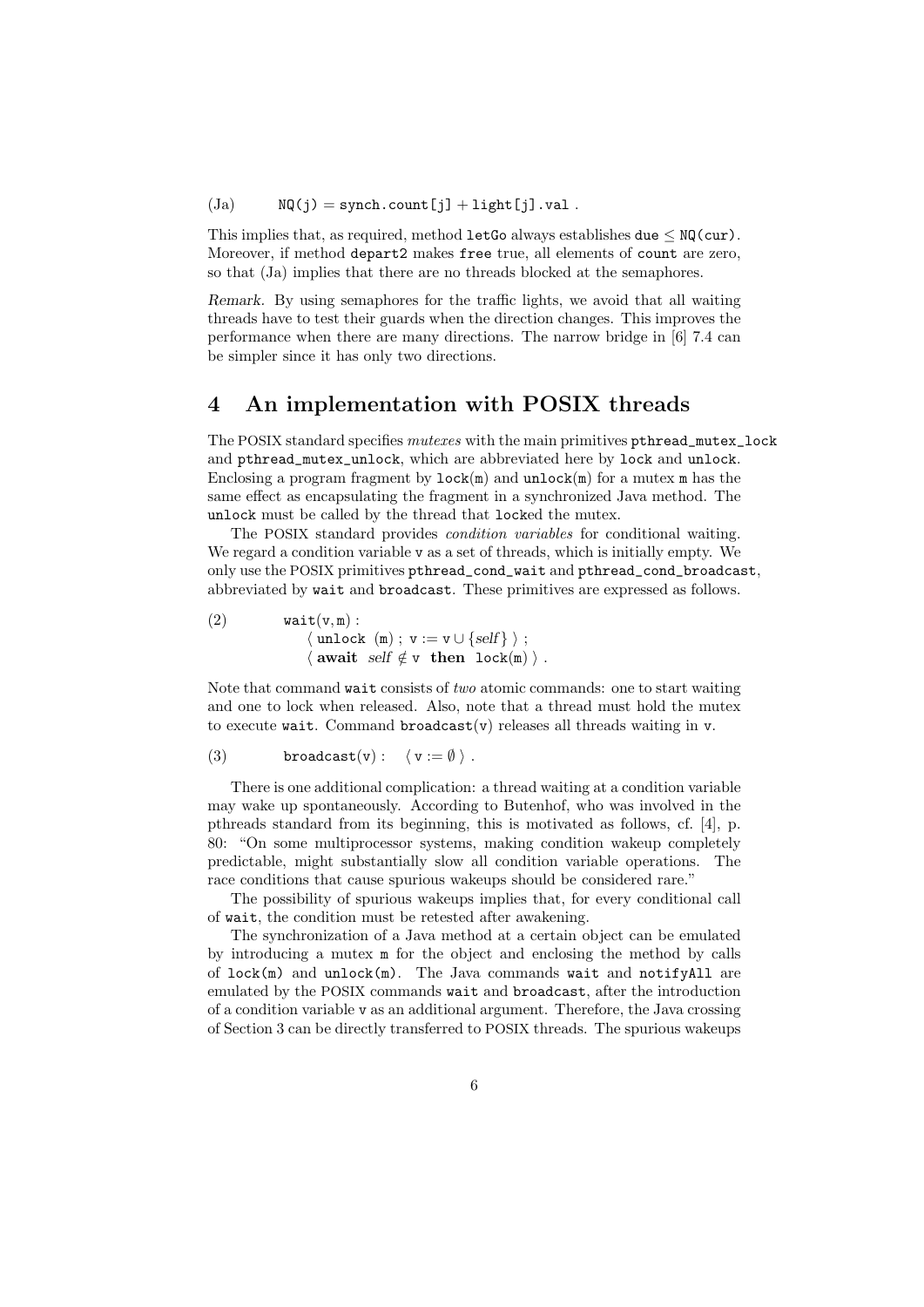(Ja) $\quad$ `NQ(j) = synch.count[j] + light[j].val` .

This implies that, as required, method `letGo` always establishes `due` $\leq$ `NQ(cur)`. Moreover, if method `depart2` makes `free` true, all elements of `count` are zero, so that (Ja) implies that there are no threads blocked at the semaphores.

*Remark.* By using semaphores for the traffic lights, we avoid that all waiting threads have to test their guards when the direction changes. This improves the performance when there are many directions. The narrow bridge in [6] 7.4 can be simpler since it has only two directions.

## 4 An implementation with POSIX threads

The POSIX standard specifies *mutexes* with the main primitives `pthread_mutex_lock` and `pthread_mutex_unlock`, which are abbreviated here by `lock` and `unlock`. Enclosing a program fragment by `lock(m)` and `unlock(m)` for a mutex `m` has the same effect as encapsulating the fragment in a synchronized Java method. The `unlock` must be called by the thread that `lock`ed the mutex.

The POSIX standard provides *condition variables* for conditional waiting. We regard a condition variable `v` as a set of threads, which is initially empty. We only use the POSIX primitives `pthread_cond_wait` and `pthread_cond_broadcast`, abbreviated by `wait` and `broadcast`. These primitives are expressed as follows.

(2) $\quad$ `wait(v, m)` :
$\quad\quad$ $\langle$ `unlock (m)` ; `v` := `v` $\cup$ $\{$*self*$\}$ $\rangle$ ;
$\quad\quad$ $\langle$ **await** *self* $\notin$ `v` **then** `lock(m)` $\rangle$ .

Note that command `wait` consists of *two* atomic commands: one to start waiting and one to lock when released. Also, note that a thread must hold the mutex to execute `wait`. Command `broadcast(v)` releases all threads waiting in `v`.

(3) $\quad$ `broadcast(v)` : $\quad$ $\langle$ `v` := $\emptyset$ $\rangle$ .

There is one additional complication: a thread waiting at a condition variable may wake up spontaneously. According to Butenhof, who was involved in the pthreads standard from its beginning, this is motivated as follows, cf. [4], p. 80: "On some multiprocessor systems, making condition wakeup completely predictable, might substantially slow all condition variable operations. The race conditions that cause spurious wakeups should be considered rare."

The possibility of spurious wakeups implies that, for every conditional call of `wait`, the condition must be retested after awakening.

The synchronization of a Java method at a certain object can be emulated by introducing a mutex `m` for the object and enclosing the method by calls of `lock(m)` and `unlock(m)`. The Java commands `wait` and `notifyAll` are emulated by the POSIX commands `wait` and `broadcast`, after the introduction of a condition variable `v` as an additional argument. Therefore, the Java crossing of Section 3 can be directly transferred to POSIX threads. The spurious wakeups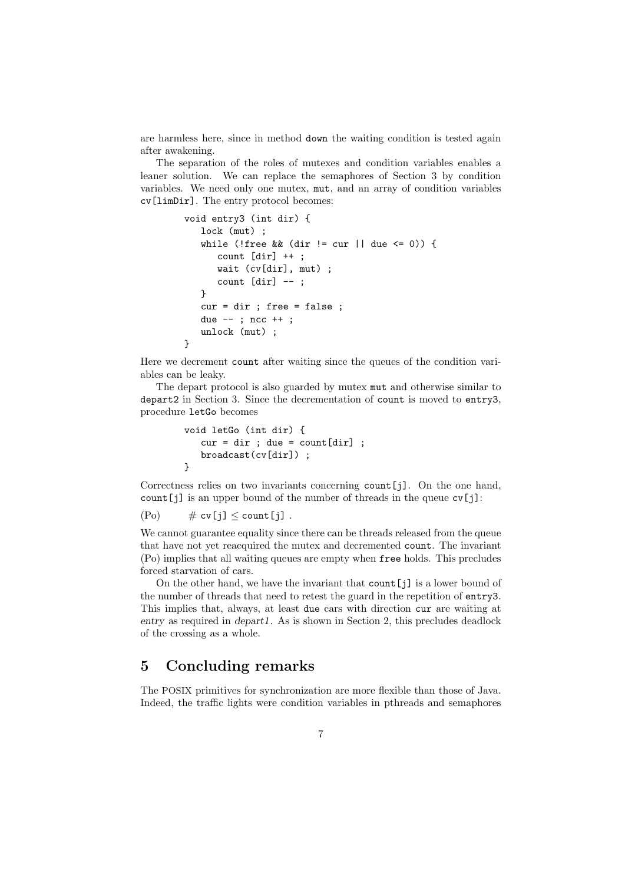are harmless here, since in method `down` the waiting condition is tested again after awakening.

The separation of the roles of mutexes and condition variables enables a leaner solution. We can replace the semaphores of Section 3 by condition variables. We need only one mutex, `mut`, and an array of condition variables `cv[limDir]`. The entry protocol becomes:

```
void entry3 (int dir) {
   lock (mut) ;
   while (!free && (dir != cur || due <= 0)) {
      count [dir] ++ ;
      wait (cv[dir], mut) ;
      count [dir] -- ;
   }
   cur = dir ; free = false ;
   due -- ; ncc ++ ;
   unlock (mut) ;
}
```

Here we decrement `count` after waiting since the queues of the condition variables can be leaky.

The depart protocol is also guarded by mutex `mut` and otherwise similar to `depart2` in Section 3. Since the decrementation of `count` is moved to `entry3`, procedure `letGo` becomes

```
void letGo (int dir) {
   cur = dir ; due = count[dir] ;
   broadcast(cv[dir]) ;
}
```

Correctness relies on two invariants concerning `count[j]`. On the one hand, `count[j]` is an upper bound of the number of threads in the queue `cv[j]`:

(Po) $\quad \# \texttt{cv[j]} \leq \texttt{count[j]}$ .

We cannot guarantee equality since there can be threads released from the queue that have not yet reacquired the mutex and decremented `count`. The invariant (Po) implies that all waiting queues are empty when `free` holds. This precludes forced starvation of cars.

On the other hand, we have the invariant that `count[j]` is a lower bound of the number of threads that need to retest the guard in the repetition of `entry3`. This implies that, always, at least `due` cars with direction `cur` are waiting at *entry* as required in *depart1*. As is shown in Section 2, this precludes deadlock of the crossing as a whole.

## 5 Concluding remarks

The POSIX primitives for synchronization are more flexible than those of Java. Indeed, the traffic lights were condition variables in pthreads and semaphores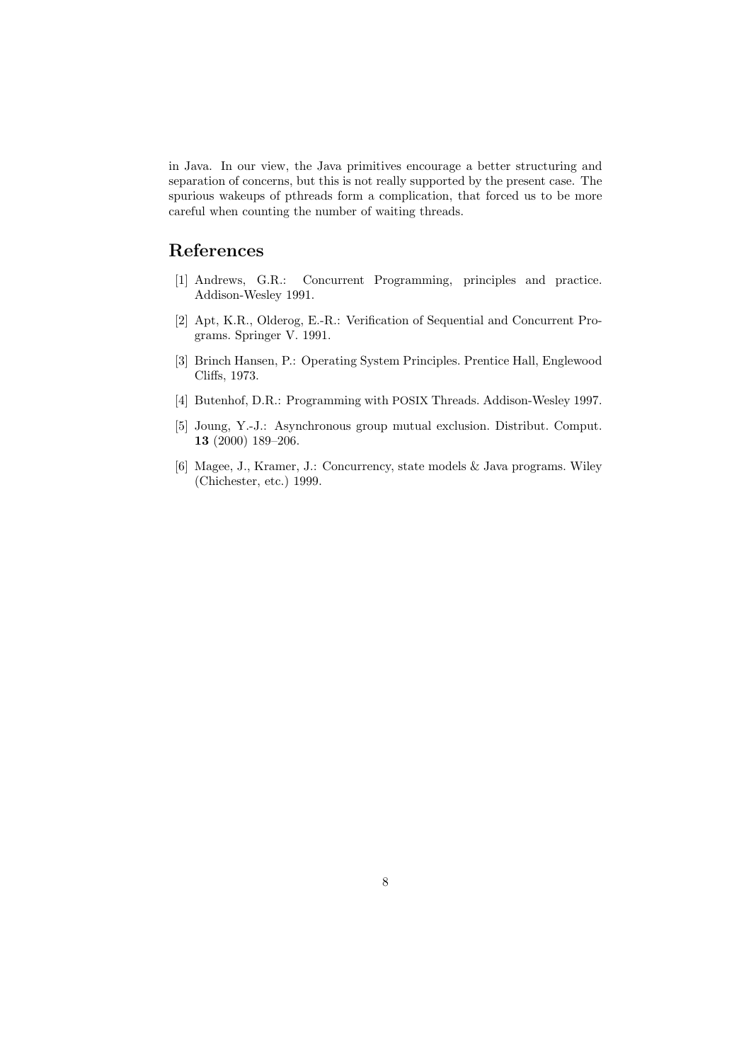in Java. In our view, the Java primitives encourage a better structuring and separation of concerns, but this is not really supported by the present case. The spurious wakeups of pthreads form a complication, that forced us to be more careful when counting the number of waiting threads.

## References

[1] Andrews, G.R.: Concurrent Programming, principles and practice. Addison-Wesley 1991.

[2] Apt, K.R., Olderog, E.-R.: Verification of Sequential and Concurrent Programs. Springer V. 1991.

[3] Brinch Hansen, P.: Operating System Principles. Prentice Hall, Englewood Cliffs, 1973.

[4] Butenhof, D.R.: Programming with POSIX Threads. Addison-Wesley 1997.

[5] Joung, Y.-J.: Asynchronous group mutual exclusion. Distribut. Comput. **13** (2000) 189–206.

[6] Magee, J., Kramer, J.: Concurrency, state models & Java programs. Wiley (Chichester, etc.) 1999.